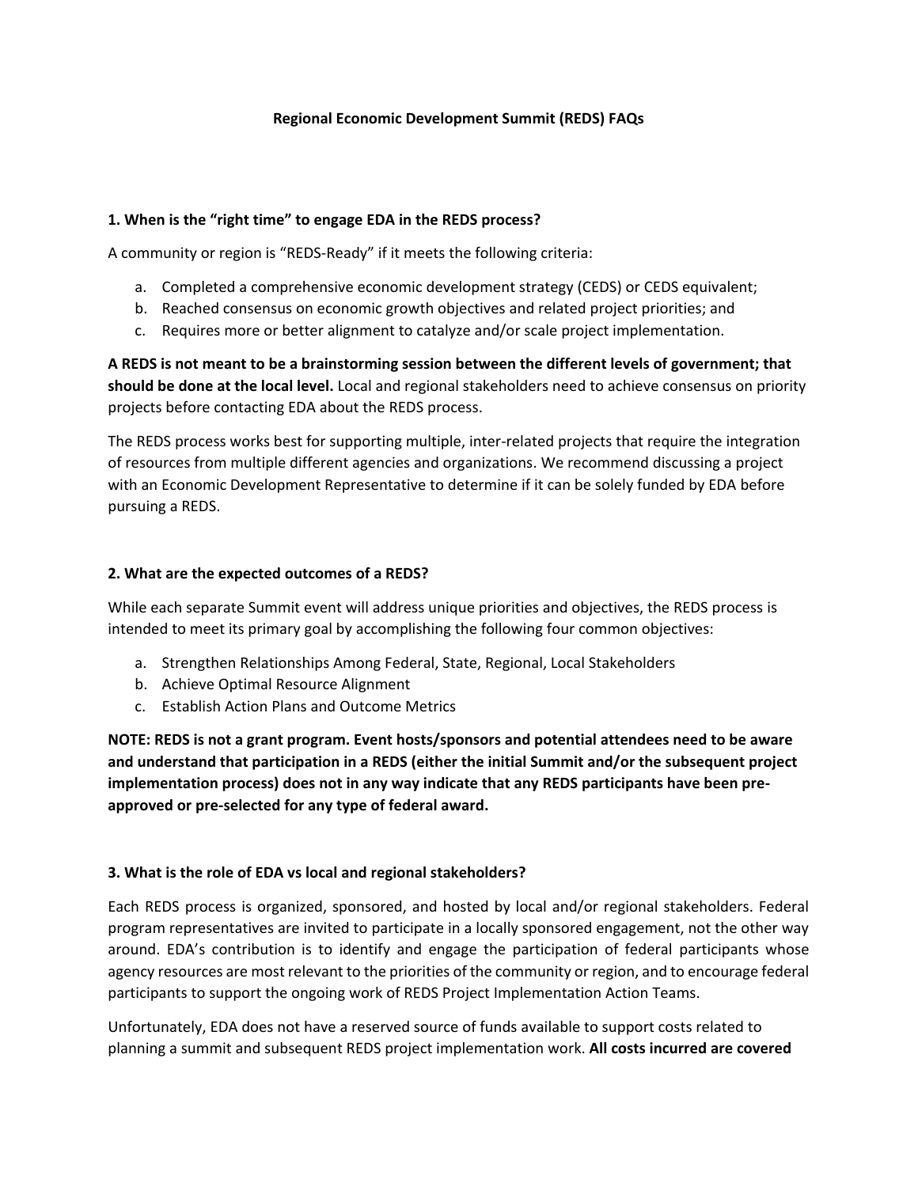# Regional Economic Development Summit (REDS) FAQs

### 1. When is the "right time" to engage EDA in the REDS process?

A community or region is "REDS-Ready" if it meets the following criteria:

a. Completed a comprehensive economic development strategy (CEDS) or CEDS equivalent;
b. Reached consensus on economic growth objectives and related project priorities; and
c. Requires more or better alignment to catalyze and/or scale project implementation.

**A REDS is not meant to be a brainstorming session between the different levels of government; that should be done at the local level.** Local and regional stakeholders need to achieve consensus on priority projects before contacting EDA about the REDS process.

The REDS process works best for supporting multiple, inter-related projects that require the integration of resources from multiple different agencies and organizations. We recommend discussing a project with an Economic Development Representative to determine if it can be solely funded by EDA before pursuing a REDS.

### 2. What are the expected outcomes of a REDS?

While each separate Summit event will address unique priorities and objectives, the REDS process is intended to meet its primary goal by accomplishing the following four common objectives:

a. Strengthen Relationships Among Federal, State, Regional, Local Stakeholders
b. Achieve Optimal Resource Alignment
c. Establish Action Plans and Outcome Metrics

**NOTE: REDS is not a grant program. Event hosts/sponsors and potential attendees need to be aware and understand that participation in a REDS (either the initial Summit and/or the subsequent project implementation process) does not in any way indicate that any REDS participants have been pre-approved or pre-selected for any type of federal award.**

### 3. What is the role of EDA vs local and regional stakeholders?

Each REDS process is organized, sponsored, and hosted by local and/or regional stakeholders. Federal program representatives are invited to participate in a locally sponsored engagement, not the other way around. EDA's contribution is to identify and engage the participation of federal participants whose agency resources are most relevant to the priorities of the community or region, and to encourage federal participants to support the ongoing work of REDS Project Implementation Action Teams.

Unfortunately, EDA does not have a reserved source of funds available to support costs related to planning a summit and subsequent REDS project implementation work. **All costs incurred are covered**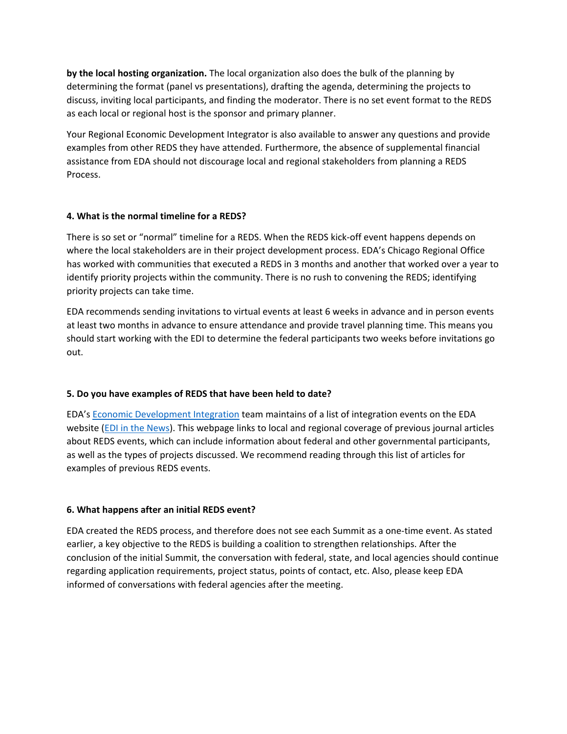**by the local hosting organization.** The local organization also does the bulk of the planning by determining the format (panel vs presentations), drafting the agenda, determining the projects to discuss, inviting local participants, and finding the moderator. There is no set event format to the REDS as each local or regional host is the sponsor and primary planner.

Your Regional Economic Development Integrator is also available to answer any questions and provide examples from other REDS they have attended. Furthermore, the absence of supplemental financial assistance from EDA should not discourage local and regional stakeholders from planning a REDS Process.

**4. What is the normal timeline for a REDS?**

There is so set or "normal" timeline for a REDS. When the REDS kick-off event happens depends on where the local stakeholders are in their project development process. EDA's Chicago Regional Office has worked with communities that executed a REDS in 3 months and another that worked over a year to identify priority projects within the community. There is no rush to convening the REDS; identifying priority projects can take time.

EDA recommends sending invitations to virtual events at least 6 weeks in advance and in person events at least two months in advance to ensure attendance and provide travel planning time. This means you should start working with the EDI to determine the federal participants two weeks before invitations go out.

**5. Do you have examples of REDS that have been held to date?**

EDA's Economic Development Integration team maintains of a list of integration events on the EDA website (EDI in the News). This webpage links to local and regional coverage of previous journal articles about REDS events, which can include information about federal and other governmental participants, as well as the types of projects discussed. We recommend reading through this list of articles for examples of previous REDS events.

**6. What happens after an initial REDS event?**

EDA created the REDS process, and therefore does not see each Summit as a one-time event. As stated earlier, a key objective to the REDS is building a coalition to strengthen relationships. After the conclusion of the initial Summit, the conversation with federal, state, and local agencies should continue regarding application requirements, project status, points of contact, etc. Also, please keep EDA informed of conversations with federal agencies after the meeting.